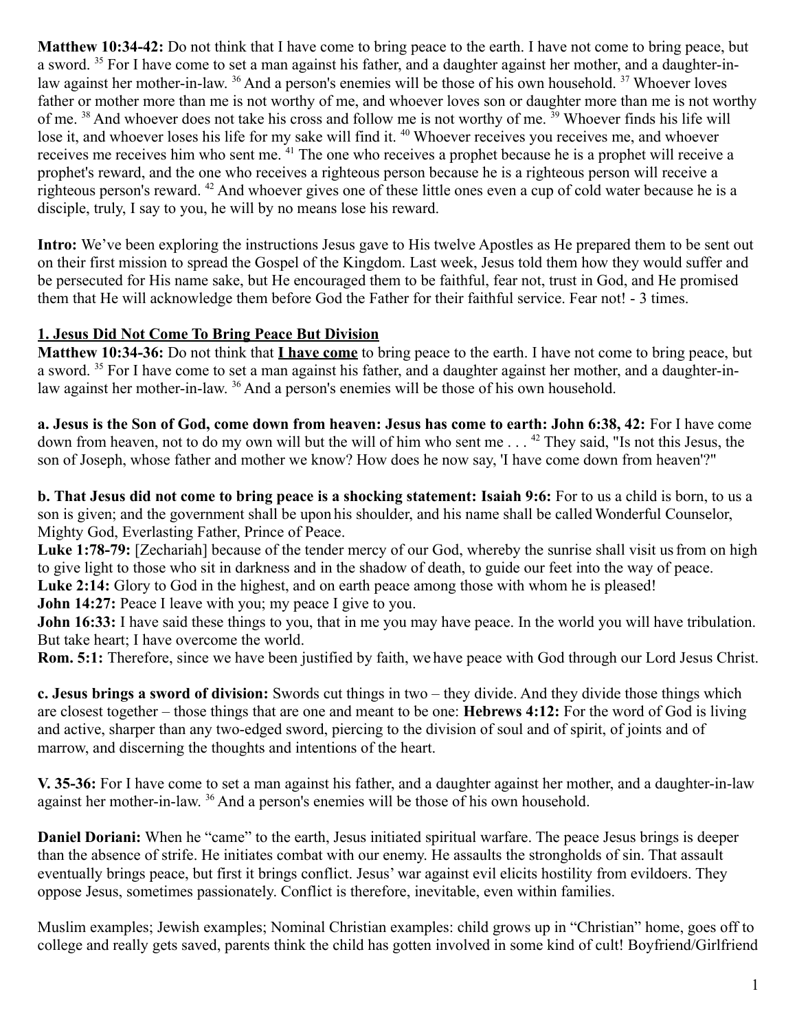**Matthew 10:34-42:** Do not think that I have come to bring peace to the earth. I have not come to bring peace, but a sword. [35] For I have come to set a man against his father, and a daughter against her mother, and a daughter-in-law against her mother-in-law. [36] And a person's enemies will be those of his own household. [37] Whoever loves father or mother more than me is not worthy of me, and whoever loves son or daughter more than me is not worthy of me. [38] And whoever does not take his cross and follow me is not worthy of me. [39] Whoever finds his life will lose it, and whoever loses his life for my sake will find it. [40] Whoever receives you receives me, and whoever receives me receives him who sent me. [41] The one who receives a prophet because he is a prophet will receive a prophet's reward, and the one who receives a righteous person because he is a righteous person will receive a righteous person's reward. [42] And whoever gives one of these little ones even a cup of cold water because he is a disciple, truly, I say to you, he will by no means lose his reward.

**Intro:** We've been exploring the instructions Jesus gave to His twelve Apostles as He prepared them to be sent out on their first mission to spread the Gospel of the Kingdom. Last week, Jesus told them how they would suffer and be persecuted for His name sake, but He encouraged them to be faithful, fear not, trust in God, and He promised them that He will acknowledge them before God the Father for their faithful service. Fear not! - 3 times.

**1. Jesus Did Not Come To Bring Peace But Division**

**Matthew 10:34-36:** Do not think that **I have come** to bring peace to the earth. I have not come to bring peace, but a sword. [35] For I have come to set a man against his father, and a daughter against her mother, and a daughter-in-law against her mother-in-law. [36] And a person's enemies will be those of his own household.

**a. Jesus is the Son of God, come down from heaven: Jesus has come to earth: John 6:38, 42:** For I have come down from heaven, not to do my own will but the will of him who sent me . . . [42] They said, "Is not this Jesus, the son of Joseph, whose father and mother we know? How does he now say, 'I have come down from heaven'?"

**b. That Jesus did not come to bring peace is a shocking statement: Isaiah 9:6:** For to us a child is born, to us a son is given; and the government shall be upon his shoulder, and his name shall be called Wonderful Counselor, Mighty God, Everlasting Father, Prince of Peace.
**Luke 1:78-79:** [Zechariah] because of the tender mercy of our God, whereby the sunrise shall visit us from on high to give light to those who sit in darkness and in the shadow of death, to guide our feet into the way of peace.
**Luke 2:14:** Glory to God in the highest, and on earth peace among those with whom he is pleased!
**John 14:27:** Peace I leave with you; my peace I give to you.
**John 16:33:** I have said these things to you, that in me you may have peace. In the world you will have tribulation. But take heart; I have overcome the world.
**Rom. 5:1:** Therefore, since we have been justified by faith, we have peace with God through our Lord Jesus Christ.

**c. Jesus brings a sword of division:** Swords cut things in two – they divide. And they divide those things which are closest together – those things that are one and meant to be one: **Hebrews 4:12:** For the word of God is living and active, sharper than any two-edged sword, piercing to the division of soul and of spirit, of joints and of marrow, and discerning the thoughts and intentions of the heart.

**V. 35-36:** For I have come to set a man against his father, and a daughter against her mother, and a daughter-in-law against her mother-in-law. [36] And a person's enemies will be those of his own household.

**Daniel Doriani:** When he "came" to the earth, Jesus initiated spiritual warfare. The peace Jesus brings is deeper than the absence of strife. He initiates combat with our enemy. He assaults the strongholds of sin. That assault eventually brings peace, but first it brings conflict. Jesus' war against evil elicits hostility from evildoers. They oppose Jesus, sometimes passionately. Conflict is therefore, inevitable, even within families.

Muslim examples; Jewish examples; Nominal Christian examples: child grows up in "Christian" home, goes off to college and really gets saved, parents think the child has gotten involved in some kind of cult! Boyfriend/Girlfriend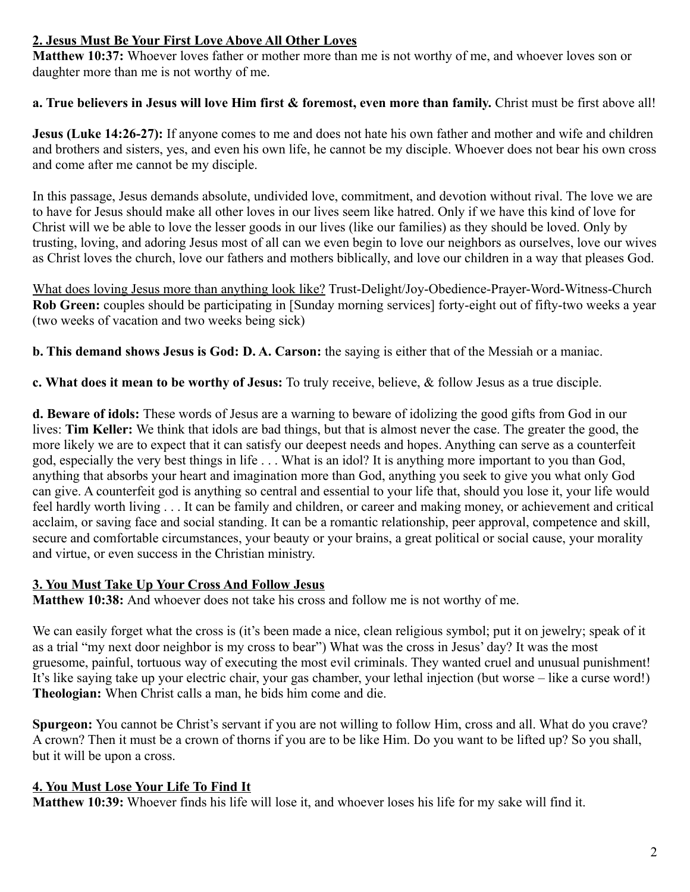## 2. Jesus Must Be Your First Love Above All Other Loves

**Matthew 10:37:** Whoever loves father or mother more than me is not worthy of me, and whoever loves son or daughter more than me is not worthy of me.

**a. True believers in Jesus will love Him first & foremost, even more than family.** Christ must be first above all!

**Jesus (Luke 14:26-27):** If anyone comes to me and does not hate his own father and mother and wife and children and brothers and sisters, yes, and even his own life, he cannot be my disciple. Whoever does not bear his own cross and come after me cannot be my disciple.

In this passage, Jesus demands absolute, undivided love, commitment, and devotion without rival. The love we are to have for Jesus should make all other loves in our lives seem like hatred. Only if we have this kind of love for Christ will we be able to love the lesser goods in our lives (like our families) as they should be loved. Only by trusting, loving, and adoring Jesus most of all can we even begin to love our neighbors as ourselves, love our wives as Christ loves the church, love our fathers and mothers biblically, and love our children in a way that pleases God.

<u>What does loving Jesus more than anything look like?</u> Trust-Delight/Joy-Obedience-Prayer-Word-Witness-Church
**Rob Green:** couples should be participating in [Sunday morning services] forty-eight out of fifty-two weeks a year (two weeks of vacation and two weeks being sick)

**b. This demand shows Jesus is God: D. A. Carson:** the saying is either that of the Messiah or a maniac.

**c. What does it mean to be worthy of Jesus:** To truly receive, believe, & follow Jesus as a true disciple.

**d. Beware of idols:** These words of Jesus are a warning to beware of idolizing the good gifts from God in our lives: **Tim Keller:** We think that idols are bad things, but that is almost never the case. The greater the good, the more likely we are to expect that it can satisfy our deepest needs and hopes. Anything can serve as a counterfeit god, especially the very best things in life . . . What is an idol? It is anything more important to you than God, anything that absorbs your heart and imagination more than God, anything you seek to give you what only God can give. A counterfeit god is anything so central and essential to your life that, should you lose it, your life would feel hardly worth living . . . It can be family and children, or career and making money, or achievement and critical acclaim, or saving face and social standing. It can be a romantic relationship, peer approval, competence and skill, secure and comfortable circumstances, your beauty or your brains, a great political or social cause, your morality and virtue, or even success in the Christian ministry.

## 3. You Must Take Up Your Cross And Follow Jesus

**Matthew 10:38:** And whoever does not take his cross and follow me is not worthy of me.

We can easily forget what the cross is (it's been made a nice, clean religious symbol; put it on jewelry; speak of it as a trial "my next door neighbor is my cross to bear") What was the cross in Jesus' day? It was the most gruesome, painful, tortuous way of executing the most evil criminals. They wanted cruel and unusual punishment! It's like saying take up your electric chair, your gas chamber, your lethal injection (but worse – like a curse word!) **Theologian:** When Christ calls a man, he bids him come and die.

**Spurgeon:** You cannot be Christ's servant if you are not willing to follow Him, cross and all. What do you crave? A crown? Then it must be a crown of thorns if you are to be like Him. Do you want to be lifted up? So you shall, but it will be upon a cross.

## 4. You Must Lose Your Life To Find It

**Matthew 10:39:** Whoever finds his life will lose it, and whoever loses his life for my sake will find it.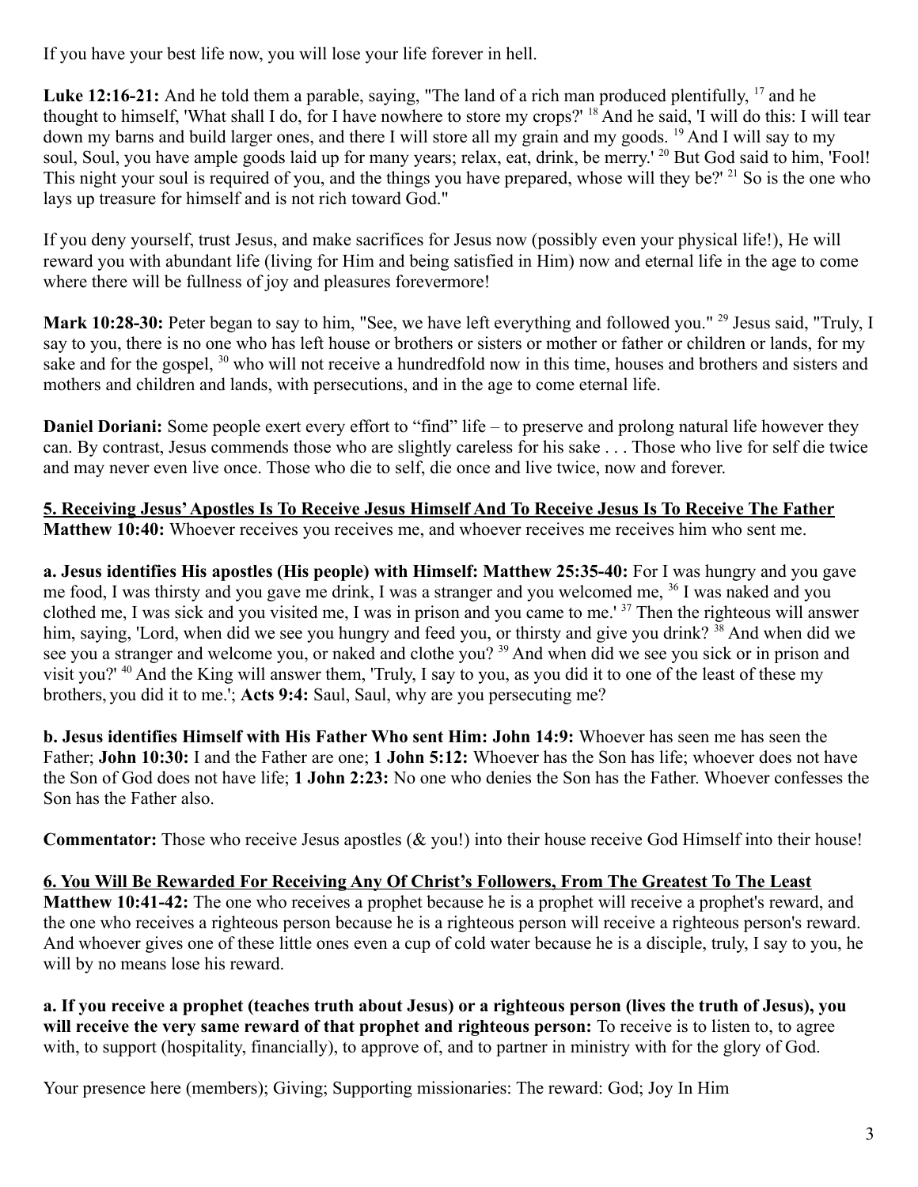If you have your best life now, you will lose your life forever in hell.

**Luke 12:16-21:** And he told them a parable, saying, "The land of a rich man produced plentifully, [17] and he thought to himself, 'What shall I do, for I have nowhere to store my crops?' [18] And he said, 'I will do this: I will tear down my barns and build larger ones, and there I will store all my grain and my goods. [19] And I will say to my soul, Soul, you have ample goods laid up for many years; relax, eat, drink, be merry.' [20] But God said to him, 'Fool! This night your soul is required of you, and the things you have prepared, whose will they be?' [21] So is the one who lays up treasure for himself and is not rich toward God."

If you deny yourself, trust Jesus, and make sacrifices for Jesus now (possibly even your physical life!), He will reward you with abundant life (living for Him and being satisfied in Him) now and eternal life in the age to come where there will be fullness of joy and pleasures forevermore!

**Mark 10:28-30:** Peter began to say to him, "See, we have left everything and followed you." [29] Jesus said, "Truly, I say to you, there is no one who has left house or brothers or sisters or mother or father or children or lands, for my sake and for the gospel, [30] who will not receive a hundredfold now in this time, houses and brothers and sisters and mothers and children and lands, with persecutions, and in the age to come eternal life.

**Daniel Doriani:** Some people exert every effort to "find" life – to preserve and prolong natural life however they can. By contrast, Jesus commends those who are slightly careless for his sake . . . Those who live for self die twice and may never even live once. Those who die to self, die once and live twice, now and forever.

**5. Receiving Jesus' Apostles Is To Receive Jesus Himself And To Receive Jesus Is To Receive The Father**
**Matthew 10:40:** Whoever receives you receives me, and whoever receives me receives him who sent me.

**a. Jesus identifies His apostles (His people) with Himself: Matthew 25:35-40:** For I was hungry and you gave me food, I was thirsty and you gave me drink, I was a stranger and you welcomed me, [36] I was naked and you clothed me, I was sick and you visited me, I was in prison and you came to me.' [37] Then the righteous will answer him, saying, 'Lord, when did we see you hungry and feed you, or thirsty and give you drink? [38] And when did we see you a stranger and welcome you, or naked and clothe you? [39] And when did we see you sick or in prison and visit you?' [40] And the King will answer them, 'Truly, I say to you, as you did it to one of the least of these my brothers, you did it to me.'; **Acts 9:4:** Saul, Saul, why are you persecuting me?

**b. Jesus identifies Himself with His Father Who sent Him: John 14:9:** Whoever has seen me has seen the Father; **John 10:30:** I and the Father are one; **1 John 5:12:** Whoever has the Son has life; whoever does not have the Son of God does not have life; **1 John 2:23:** No one who denies the Son has the Father. Whoever confesses the Son has the Father also.

**Commentator:** Those who receive Jesus apostles (& you!) into their house receive God Himself into their house!

**6. You Will Be Rewarded For Receiving Any Of Christ's Followers, From The Greatest To The Least**
**Matthew 10:41-42:** The one who receives a prophet because he is a prophet will receive a prophet's reward, and the one who receives a righteous person because he is a righteous person will receive a righteous person's reward. And whoever gives one of these little ones even a cup of cold water because he is a disciple, truly, I say to you, he will by no means lose his reward.

**a. If you receive a prophet (teaches truth about Jesus) or a righteous person (lives the truth of Jesus), you will receive the very same reward of that prophet and righteous person:** To receive is to listen to, to agree with, to support (hospitality, financially), to approve of, and to partner in ministry with for the glory of God.

Your presence here (members); Giving; Supporting missionaries: The reward: God; Joy In Him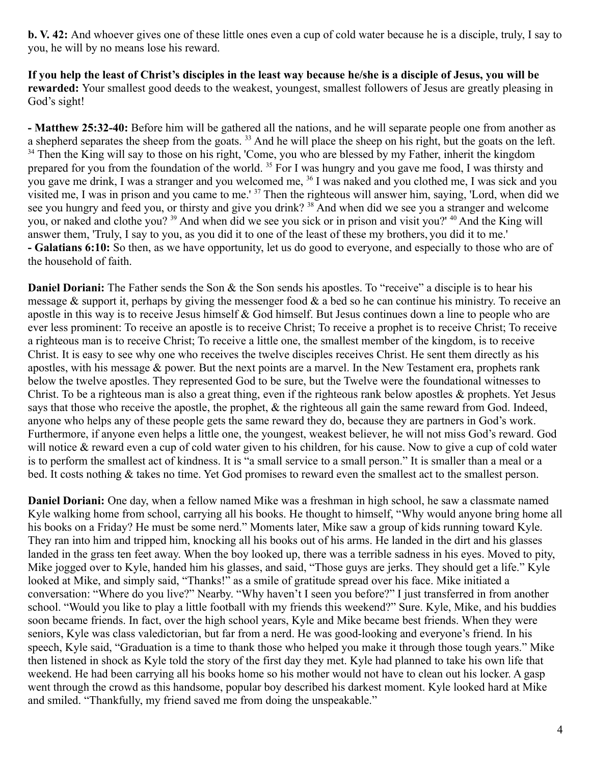**b. V. 42:** And whoever gives one of these little ones even a cup of cold water because he is a disciple, truly, I say to you, he will by no means lose his reward.

**If you help the least of Christ's disciples in the least way because he/she is a disciple of Jesus, you will be rewarded:** Your smallest good deeds to the weakest, youngest, smallest followers of Jesus are greatly pleasing in God's sight!

**- Matthew 25:32-40:** Before him will be gathered all the nations, and he will separate people one from another as a shepherd separates the sheep from the goats. [33] And he will place the sheep on his right, but the goats on the left. [34] Then the King will say to those on his right, 'Come, you who are blessed by my Father, inherit the kingdom prepared for you from the foundation of the world. [35] For I was hungry and you gave me food, I was thirsty and you gave me drink, I was a stranger and you welcomed me, [36] I was naked and you clothed me, I was sick and you visited me, I was in prison and you came to me.' [37] Then the righteous will answer him, saying, 'Lord, when did we see you hungry and feed you, or thirsty and give you drink? [38] And when did we see you a stranger and welcome you, or naked and clothe you? [39] And when did we see you sick or in prison and visit you?' [40] And the King will answer them, 'Truly, I say to you, as you did it to one of the least of these my brothers, you did it to me.'
**- Galatians 6:10:** So then, as we have opportunity, let us do good to everyone, and especially to those who are of the household of faith.

**Daniel Doriani:** The Father sends the Son & the Son sends his apostles. To "receive" a disciple is to hear his message & support it, perhaps by giving the messenger food & a bed so he can continue his ministry. To receive an apostle in this way is to receive Jesus himself & God himself. But Jesus continues down a line to people who are ever less prominent: To receive an apostle is to receive Christ; To receive a prophet is to receive Christ; To receive a righteous man is to receive Christ; To receive a little one, the smallest member of the kingdom, is to receive Christ. It is easy to see why one who receives the twelve disciples receives Christ. He sent them directly as his apostles, with his message & power. But the next points are a marvel. In the New Testament era, prophets rank below the twelve apostles. They represented God to be sure, but the Twelve were the foundational witnesses to Christ. To be a righteous man is also a great thing, even if the righteous rank below apostles & prophets. Yet Jesus says that those who receive the apostle, the prophet, & the righteous all gain the same reward from God. Indeed, anyone who helps any of these people gets the same reward they do, because they are partners in God's work. Furthermore, if anyone even helps a little one, the youngest, weakest believer, he will not miss God's reward. God will notice & reward even a cup of cold water given to his children, for his cause. Now to give a cup of cold water is to perform the smallest act of kindness. It is "a small service to a small person." It is smaller than a meal or a bed. It costs nothing & takes no time. Yet God promises to reward even the smallest act to the smallest person.

**Daniel Doriani:** One day, when a fellow named Mike was a freshman in high school, he saw a classmate named Kyle walking home from school, carrying all his books. He thought to himself, "Why would anyone bring home all his books on a Friday? He must be some nerd." Moments later, Mike saw a group of kids running toward Kyle. They ran into him and tripped him, knocking all his books out of his arms. He landed in the dirt and his glasses landed in the grass ten feet away. When the boy looked up, there was a terrible sadness in his eyes. Moved to pity, Mike jogged over to Kyle, handed him his glasses, and said, "Those guys are jerks. They should get a life." Kyle looked at Mike, and simply said, "Thanks!" as a smile of gratitude spread over his face. Mike initiated a conversation: "Where do you live?" Nearby. "Why haven't I seen you before?" I just transferred in from another school. "Would you like to play a little football with my friends this weekend?" Sure. Kyle, Mike, and his buddies soon became friends. In fact, over the high school years, Kyle and Mike became best friends. When they were seniors, Kyle was class valedictorian, but far from a nerd. He was good-looking and everyone's friend. In his speech, Kyle said, "Graduation is a time to thank those who helped you make it through those tough years." Mike then listened in shock as Kyle told the story of the first day they met. Kyle had planned to take his own life that weekend. He had been carrying all his books home so his mother would not have to clean out his locker. A gasp went through the crowd as this handsome, popular boy described his darkest moment. Kyle looked hard at Mike and smiled. "Thankfully, my friend saved me from doing the unspeakable."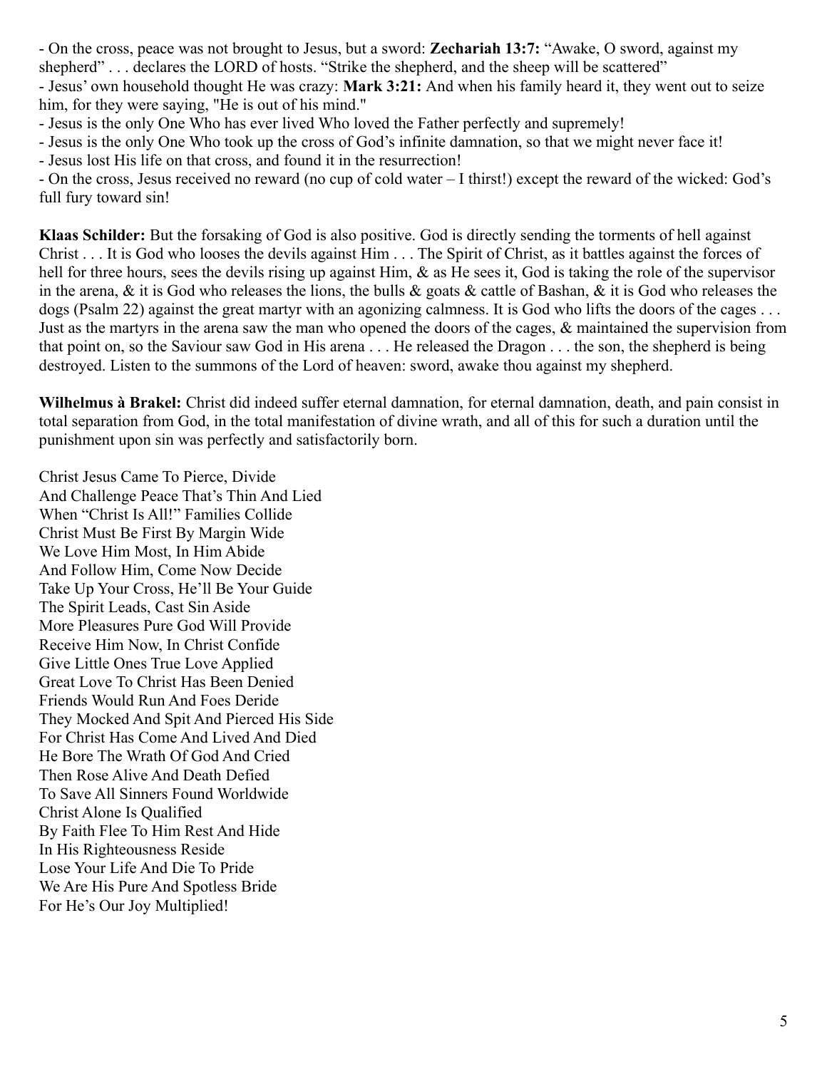- On the cross, peace was not brought to Jesus, but a sword: **Zechariah 13:7:** "Awake, O sword, against my shepherd" . . . declares the LORD of hosts. "Strike the shepherd, and the sheep will be scattered"
- Jesus' own household thought He was crazy: **Mark 3:21:** And when his family heard it, they went out to seize him, for they were saying, "He is out of his mind."
- Jesus is the only One Who has ever lived Who loved the Father perfectly and supremely!
- Jesus is the only One Who took up the cross of God's infinite damnation, so that we might never face it!
- Jesus lost His life on that cross, and found it in the resurrection!
- On the cross, Jesus received no reward (no cup of cold water – I thirst!) except the reward of the wicked: God's full fury toward sin!

**Klaas Schilder:** But the forsaking of God is also positive. God is directly sending the torments of hell against Christ . . . It is God who looses the devils against Him . . . The Spirit of Christ, as it battles against the forces of hell for three hours, sees the devils rising up against Him, & as He sees it, God is taking the role of the supervisor in the arena, & it is God who releases the lions, the bulls & goats & cattle of Bashan, & it is God who releases the dogs (Psalm 22) against the great martyr with an agonizing calmness. It is God who lifts the doors of the cages . . . Just as the martyrs in the arena saw the man who opened the doors of the cages, & maintained the supervision from that point on, so the Saviour saw God in His arena . . . He released the Dragon . . . the son, the shepherd is being destroyed. Listen to the summons of the Lord of heaven: sword, awake thou against my shepherd.

**Wilhelmus à Brakel:** Christ did indeed suffer eternal damnation, for eternal damnation, death, and pain consist in total separation from God, in the total manifestation of divine wrath, and all of this for such a duration until the punishment upon sin was perfectly and satisfactorily born.

Christ Jesus Came To Pierce, Divide
And Challenge Peace That's Thin And Lied
When "Christ Is All!" Families Collide
Christ Must Be First By Margin Wide
We Love Him Most, In Him Abide
And Follow Him, Come Now Decide
Take Up Your Cross, He'll Be Your Guide
The Spirit Leads, Cast Sin Aside
More Pleasures Pure God Will Provide
Receive Him Now, In Christ Confide
Give Little Ones True Love Applied
Great Love To Christ Has Been Denied
Friends Would Run And Foes Deride
They Mocked And Spit And Pierced His Side
For Christ Has Come And Lived And Died
He Bore The Wrath Of God And Cried
Then Rose Alive And Death Defied
To Save All Sinners Found Worldwide
Christ Alone Is Qualified
By Faith Flee To Him Rest And Hide
In His Righteousness Reside
Lose Your Life And Die To Pride
We Are His Pure And Spotless Bride
For He's Our Joy Multiplied!